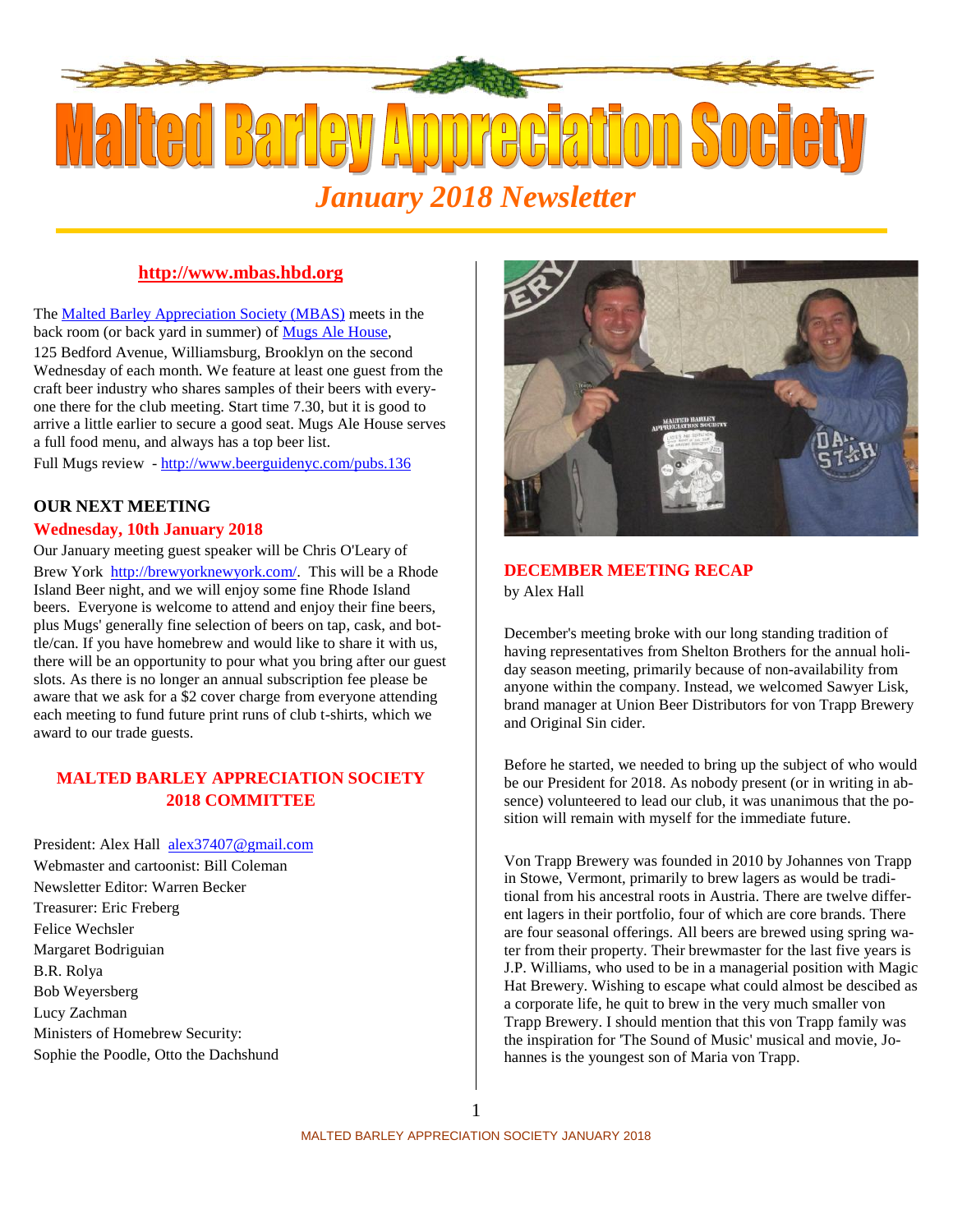# Malted Barley Appreciation Society

## *January 2018 Newsletter*

**http://www.mbas.hbd.org**

The Malted Barley Appreciation Society (MBAS) meets in the back room (or back yard in summer) of Mugs Ale House, 125 Bedford Avenue, Williamsburg, Brooklyn on the second Wednesday of each month. We feature at least one guest from the craft beer industry who shares samples of their beers with everyone there for the club meeting. Start time 7.30, but it is good to arrive a little earlier to secure a good seat. Mugs Ale House serves a full food menu, and always has a top beer list.

Full Mugs review - http://www.beerguidenyc.com/pubs.136

### OUR NEXT MEETING

**Wednesday, 10th January 2018**

Our January meeting guest speaker will be Chris O'Leary of Brew York http://brewyorknewyork.com/. This will be a Rhode Island Beer night, and we will enjoy some fine Rhode Island beers. Everyone is welcome to attend and enjoy their fine beers, plus Mugs' generally fine selection of beers on tap, cask, and bottle/can. If you have homebrew and would like to share it with us, there will be an opportunity to pour what you bring after our guest slots. As there is no longer an annual subscription fee please be aware that we ask for a $2 cover charge from everyone attending each meeting to fund future print runs of club t-shirts, which we award to our trade guests.

### MALTED BARLEY APPRECIATION SOCIETY 2018 COMMITTEE

President: Alex Hall alex37407@gmail.com
Webmaster and cartoonist: Bill Coleman
Newsletter Editor: Warren Becker
Treasurer: Eric Freberg
Felice Wechsler
Margaret Bodriguian
B.R. Rolya
Bob Weyersberg
Lucy Zachman
Ministers of Homebrew Security:
Sophie the Poodle, Otto the Dachshund

### DECEMBER MEETING RECAP

by Alex Hall

December's meeting broke with our long standing tradition of having representatives from Shelton Brothers for the annual holiday season meeting, primarily because of non-availability from anyone within the company. Instead, we welcomed Sawyer Lisk, brand manager at Union Beer Distributors for von Trapp Brewery and Original Sin cider.

Before he started, we needed to bring up the subject of who would be our President for 2018. As nobody present (or in writing in absence) volunteered to lead our club, it was unanimous that the position will remain with myself for the immediate future.

Von Trapp Brewery was founded in 2010 by Johannes von Trapp in Stowe, Vermont, primarily to brew lagers as would be traditional from his ancestral roots in Austria. There are twelve different lagers in their portfolio, four of which are core brands. There are four seasonal offerings. All beers are brewed using spring water from their property. Their brewmaster for the last five years is J.P. Williams, who used to be in a managerial position with Magic Hat Brewery. Wishing to escape what could almost be descibed as a corporate life, he quit to brew in the very much smaller von Trapp Brewery. I should mention that this von Trapp family was the inspiration for 'The Sound of Music' musical and movie, Johannes is the youngest son of Maria von Trapp.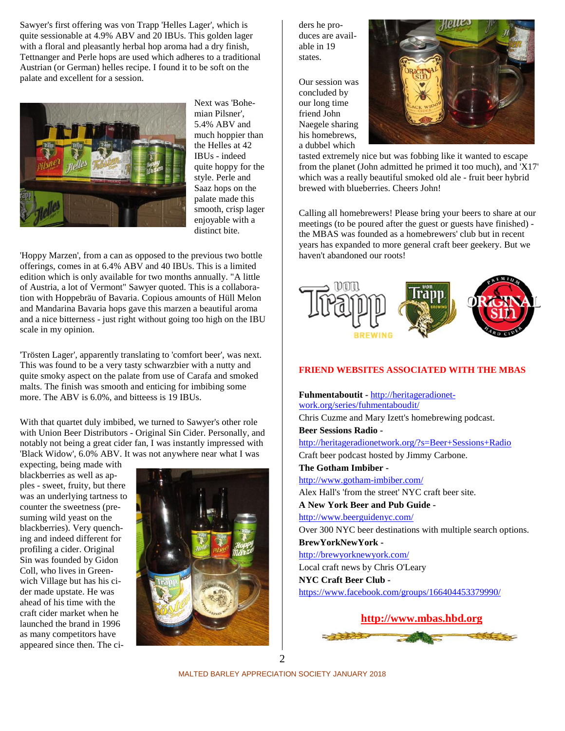Sawyer's first offering was von Trapp 'Helles Lager', which is quite sessionable at 4.9% ABV and 20 IBUs. This golden lager with a floral and pleasantly herbal hop aroma had a dry finish, Tettnanger and Perle hops are used which adheres to a traditional Austrian (or German) helles recipe. I found it to be soft on the palate and excellent for a session.

Next was 'Bohemian Pilsner', 5.4% ABV and much hoppier than the Helles at 42 IBUs - indeed quite hoppy for the style. Perle and Saaz hops on the palate made this smooth, crisp lager enjoyable with a distinct bite.

'Hoppy Marzen', from a can as opposed to the previous two bottle offerings, comes in at 6.4% ABV and 40 IBUs. This is a limited edition which is only available for two months annually. "A little of Austria, a lot of Vermont" Sawyer quoted. This is a collaboration with Hoppebräu of Bavaria. Copious amounts of Hüll Melon and Mandarina Bavaria hops gave this marzen a beautiful aroma and a nice bitterness - just right without going too high on the IBU scale in my opinion.

'Trösten Lager', apparently translating to 'comfort beer', was next. This was found to be a very tasty schwarzbier with a nutty and quite smoky aspect on the palate from use of Carafa and smoked malts. The finish was smooth and enticing for imbibing some more. The ABV is 6.0%, and bitteess is 19 IBUs.

With that quartet duly imbibed, we turned to Sawyer's other role with Union Beer Distributors - Original Sin Cider. Personally, and notably not being a great cider fan, I was instantly impressed with 'Black Widow', 6.0% ABV. It was not anywhere near what I was expecting, being made with blackberries as well as apples - sweet, fruity, but there was an underlying tartness to counter the sweetness (presuming wild yeast on the blackberries). Very quenching and indeed different for profiling a cider. Original Sin was founded by Gidon Coll, who lives in Greenwich Village but has his cider made upstate. He was ahead of his time with the craft cider market when he launched the brand in 1996 as many competitors have appeared since then. The ciders he produces are available in 19 states.

Our session was concluded by our long time friend John Naegele sharing his homebrews, a dubbel which tasted extremely nice but was fobbing like it wanted to escape from the planet (John admitted he primed it too much), and 'X17' which was a really beautiful smoked old ale - fruit beer hybrid brewed with blueberries. Cheers John!

Calling all homebrewers! Please bring your beers to share at our meetings (to be poured after the guest or guests have finished) - the MBAS was founded as a homebrewers' club but in recent years has expanded to more general craft beer geekery. But we haven't abandoned our roots!

## FRIEND WEBSITES ASSOCIATED WITH THE MBAS

**Fuhmentaboutit** - http://heritageradionetwork.org/series/fuhmentaboudit/
Chris Cuzme and Mary Izett's homebrewing podcast.

**Beer Sessions Radio** -
http://heritageradionetwork.org/?s=Beer+Sessions+Radio
Craft beer podcast hosted by Jimmy Carbone.

**The Gotham Imbiber** -
http://www.gotham-imbiber.com/
Alex Hall's 'from the street' NYC craft beer site.

**A New York Beer and Pub Guide** -
http://www.beerguidenyc.com/
Over 300 NYC beer destinations with multiple search options.

**BrewYorkNewYork** -
http://brewyorknewyork.com/
Local craft news by Chris O'Leary

**NYC Craft Beer Club** -
https://www.facebook.com/groups/166404453379990/

**http://www.mbas.hbd.org**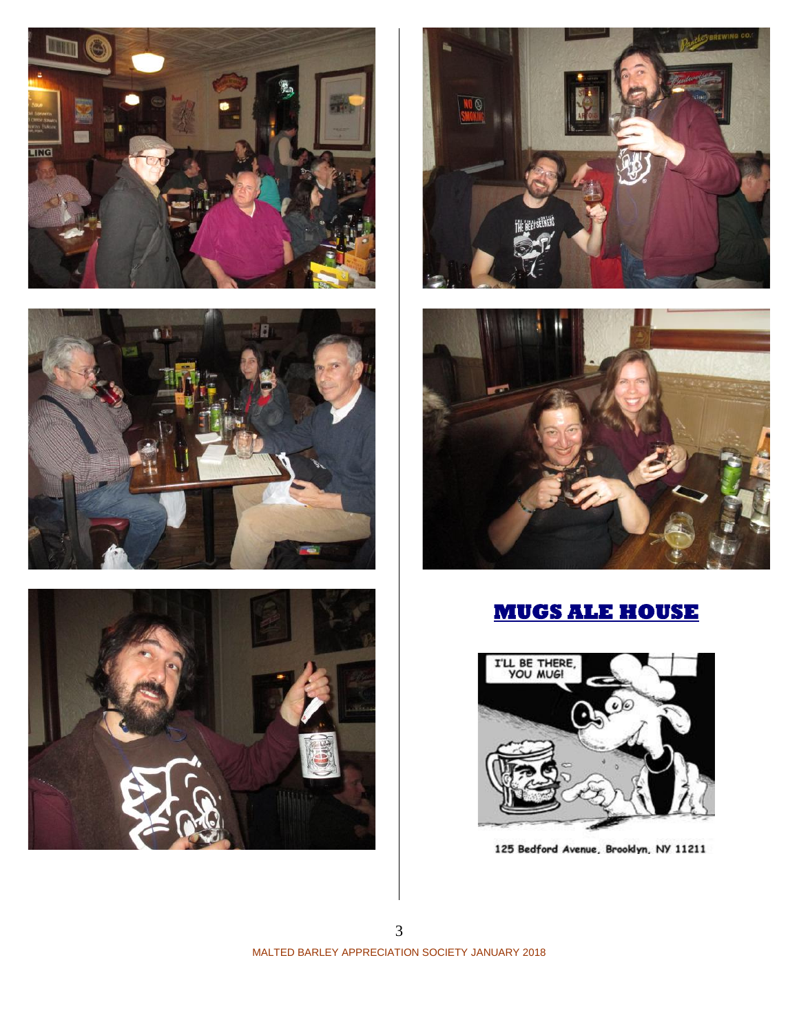## MUGS ALE HOUSE

125 Bedford Avenue, Brooklyn, NY 11211